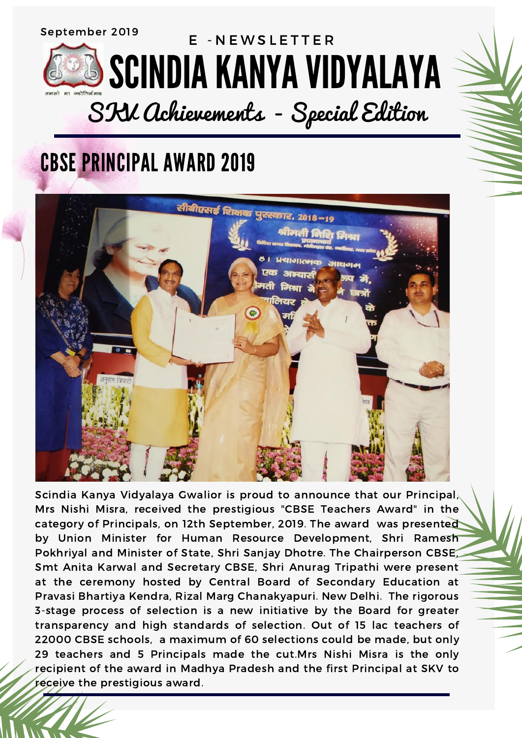September 2019

E -NEWSLETTER

# SCINDIA KANYA VIDYALAYA

## SKV Achievements - Special Edition

## CBSE PRINCIPAL AWARD 2019

Scindia Kanya Vidyalaya Gwalior is proud to announce that our Principal, Mrs Nishi Misra, received the prestigious "CBSE Teachers Award" in the category of Principals, on 12th September, 2019. The award was presented by Union Minister for Human Resource Development, Shri Ramesh Pokhriyal and Minister of State, Shri Sanjay Dhotre. The Chairperson CBSE, Smt Anita Karwal and Secretary CBSE, Shri Anurag Tripathi were present at the ceremony hosted by Central Board of Secondary Education at Pravasi Bhartiya Kendra, Rizal Marg Chanakyapuri. New Delhi. The rigorous 3-stage process of selection is a new initiative by the Board for greater transparency and high standards of selection. Out of 15 lac teachers of 22000 CBSE schools, a maximum of 60 selections could be made, but only 29 teachers and 5 Principals made the cut.Mrs Nishi Misra is the only recipient of the award in Madhya Pradesh and the first Principal at SKV to receive the prestigious award.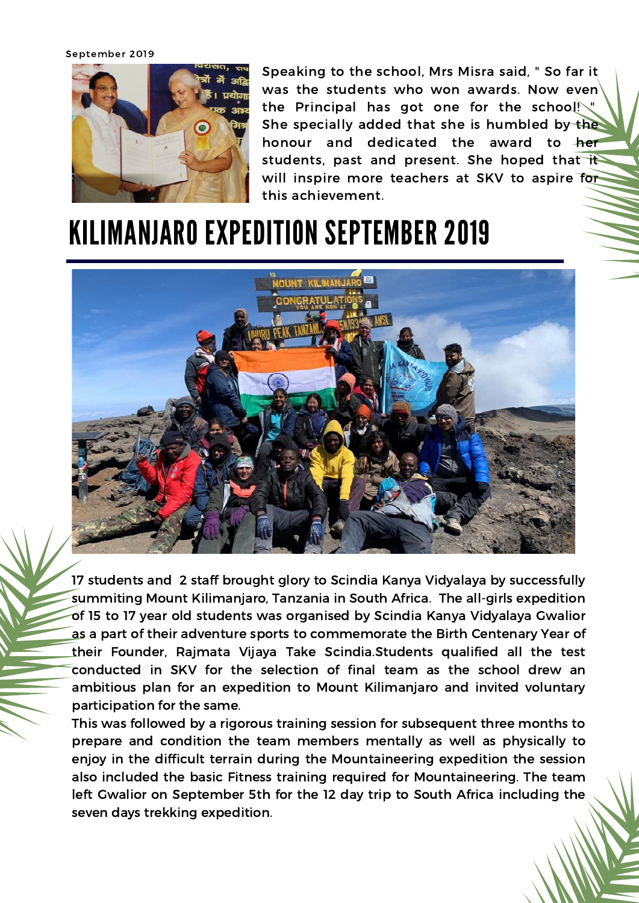September 2019

Speaking to the school, Mrs Misra said, " So far it was the students who won awards. Now even the Principal has got one for the school! " She specially added that she is humbled by the honour and dedicated the award to her students, past and present. She hoped that it will inspire more teachers at SKV to aspire for this achievement.

# KILIMANJARO EXPEDITION SEPTEMBER 2019

17 students and 2 staff brought glory to Scindia Kanya Vidyalaya by successfully summiting Mount Kilimanjaro, Tanzania in South Africa. The all-girls expedition of 15 to 17 year old students was organised by Scindia Kanya Vidyalaya Gwalior as a part of their adventure sports to commemorate the Birth Centenary Year of their Founder, Rajmata Vijaya Take Scindia.Students qualified all the test conducted in SKV for the selection of final team as the school drew an ambitious plan for an expedition to Mount Kilimanjaro and invited voluntary participation for the same.

This was followed by a rigorous training session for subsequent three months to prepare and condition the team members mentally as well as physically to enjoy in the difficult terrain during the Mountaineering expedition the session also included the basic Fitness training required for Mountaineering. The team left Gwalior on September 5th for the 12 day trip to South Africa including the seven days trekking expedition.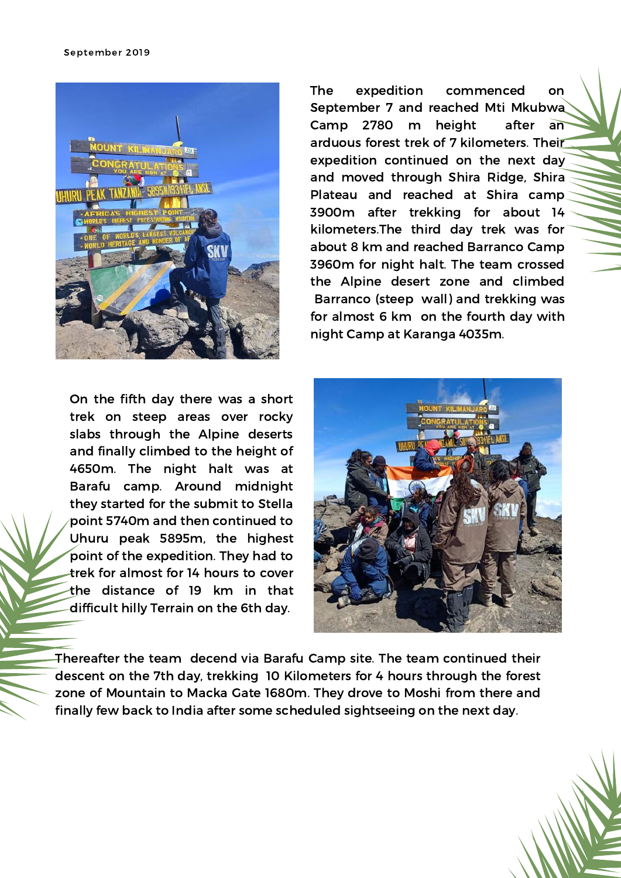September 2019

The expedition commenced on September 7 and reached Mti Mkubwa Camp 2780 m height after an arduous forest trek of 7 kilometers. Their expedition continued on the next day and moved through Shira Ridge, Shira Plateau and reached at Shira camp 3900m after trekking for about 14 kilometers.The third day trek was for about 8 km and reached Barranco Camp 3960m for night halt. The team crossed the Alpine desert zone and climbed Barranco (steep wall) and trekking was for almost 6 km on the fourth day with night Camp at Karanga 4035m.

On the fifth day there was a short trek on steep areas over rocky slabs through the Alpine deserts and finally climbed to the height of 4650m. The night halt was at Barafu camp. Around midnight they started for the submit to Stella point 5740m and then continued to Uhuru peak 5895m, the highest point of the expedition. They had to trek for almost for 14 hours to cover the distance of 19 km in that difficult hilly Terrain on the 6th day.

Thereafter the team decend via Barafu Camp site. The team continued their descent on the 7th day, trekking 10 Kilometers for 4 hours through the forest zone of Mountain to Macka Gate 1680m. They drove to Moshi from there and finally few back to India after some scheduled sightseeing on the next day.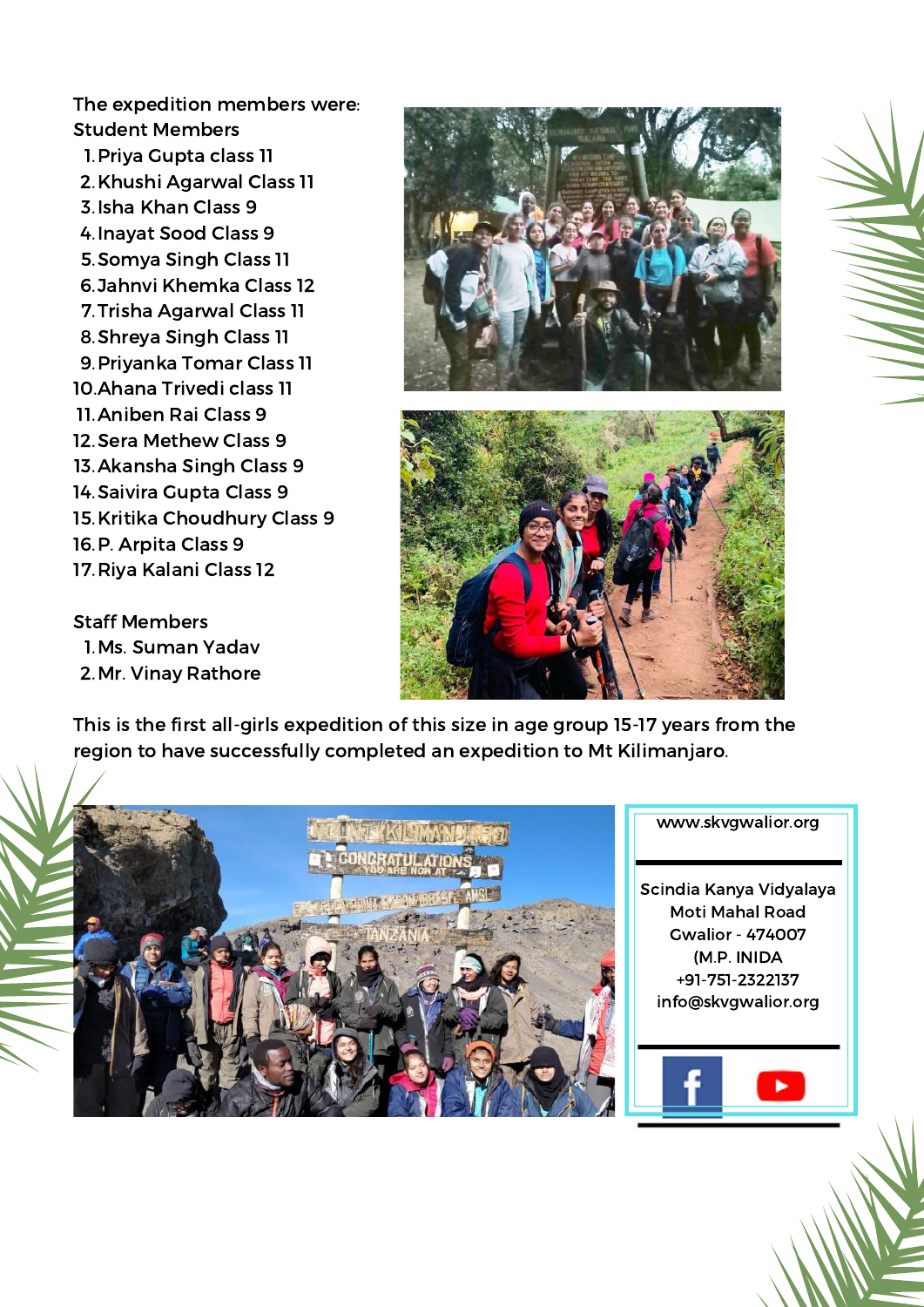The expedition members were:

Student Members

1. Priya Gupta class 11
2. Khushi Agarwal Class 11
3. Isha Khan Class 9
4. Inayat Sood Class 9
5. Somya Singh Class 11
6. Jahnvi Khemka Class 12
7. Trisha Agarwal Class 11
8. Shreya Singh Class 11
9. Priyanka Tomar Class 11
10. Ahana Trivedi class 11
11. Aniben Rai Class 9
12. Sera Methew Class 9
13. Akansha Singh Class 9
14. Saivira Gupta Class 9
15. Kritika Choudhury Class 9
16. P. Arpita Class 9
17. Riya Kalani Class 12

Staff Members

1. Ms. Suman Yadav
2. Mr. Vinay Rathore

This is the first all-girls expedition of this size in age group 15-17 years from the region to have successfully completed an expedition to Mt Kilimanjaro.

www.skvgwalior.org

Scindia Kanya Vidyalaya
Moti Mahal Road
Gwalior - 474007
(M.P. INIDA
+91-751-2322137
info@skvgwalior.org